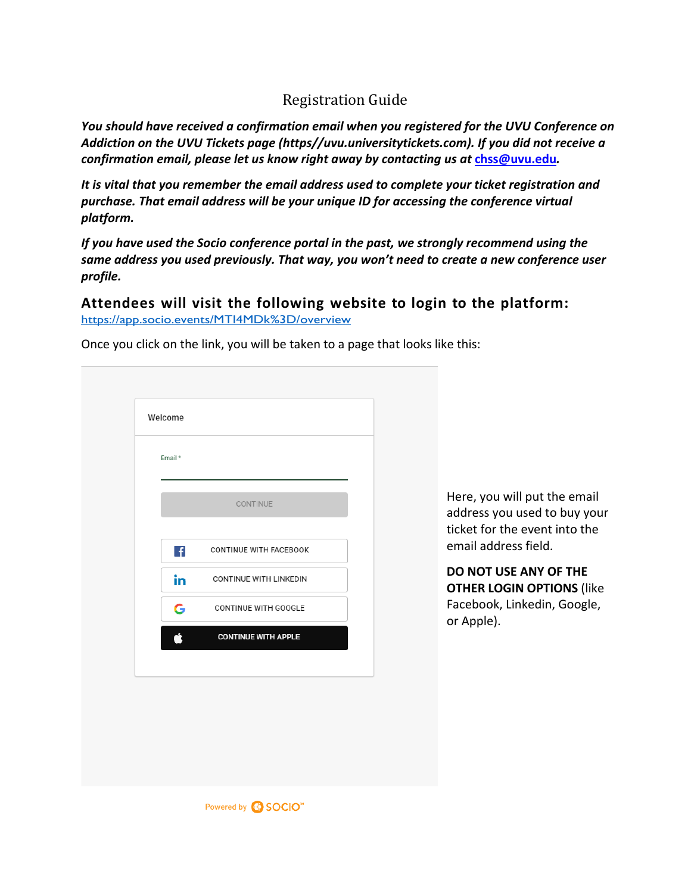# Registration Guide

***You should have received a confirmation email when you registered for the UVU Conference on Addiction on the UVU Tickets page (https//uvu.universitytickets.com). If you did not receive a confirmation email, please let us know right away by contacting us at [chss@uvu.edu](mailto:chss@uvu.edu).***

***It is vital that you remember the email address used to complete your ticket registration and purchase. That email address will be your unique ID for accessing the conference virtual platform.***

***If you have used the Socio conference portal in the past, we strongly recommend using the same address you used previously. That way, you won't need to create a new conference user profile.***

## Attendees will visit the following website to login to the platform:

[https://app.socio.events/MTI4MDk%3D/overview](https://app.socio.events/MTI4MDk%3D/overview)

Once you click on the link, you will be taken to a page that looks like this:

Welcome

Email *

CONTINUE

CONTINUE WITH FACEBOOK

CONTINUE WITH LINKEDIN

CONTINUE WITH GOOGLE

CONTINUE WITH APPLE

Powered by SOCIO™

Here, you will put the email address you used to buy your ticket for the event into the email address field.

**DO NOT USE ANY OF THE OTHER LOGIN OPTIONS** (like Facebook, Linkedin, Google, or Apple).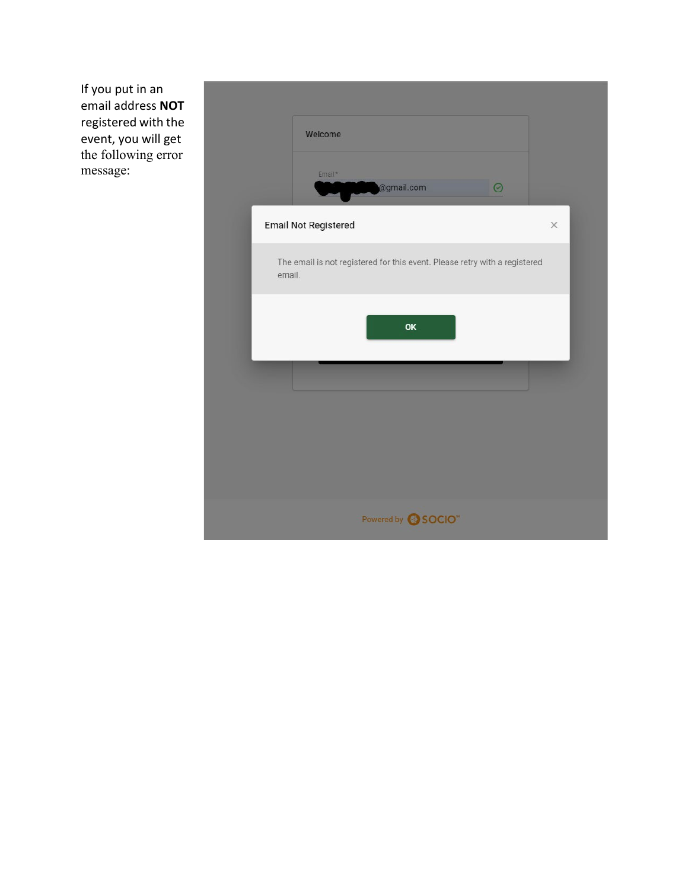If you put in an email address **NOT** registered with the event, you will get the following error message:

Welcome

Email*

@gmail.com

Email Not Registered

The email is not registered for this event. Please retry with a registered email.

OK

Powered by SOCIO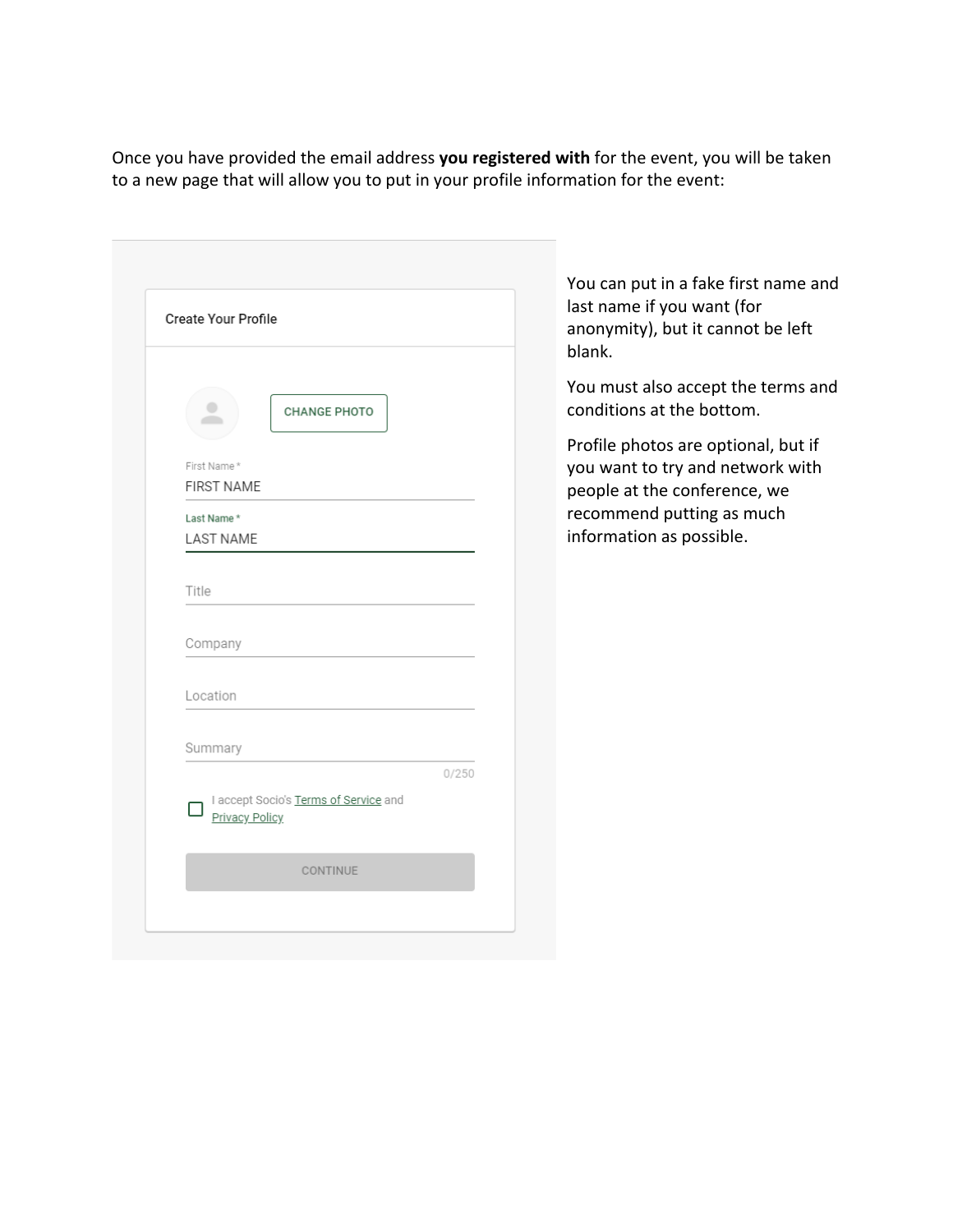Once you have provided the email address **you registered with** for the event, you will be taken to a new page that will allow you to put in your profile information for the event:

Create Your Profile

CHANGE PHOTO

First Name *
FIRST NAME

Last Name *
LAST NAME

Title

Company

Location

Summary

0/250

I accept Socio's Terms of Service and Privacy Policy

CONTINUE

You can put in a fake first name and last name if you want (for anonymity), but it cannot be left blank.

You must also accept the terms and conditions at the bottom.

Profile photos are optional, but if you want to try and network with people at the conference, we recommend putting as much information as possible.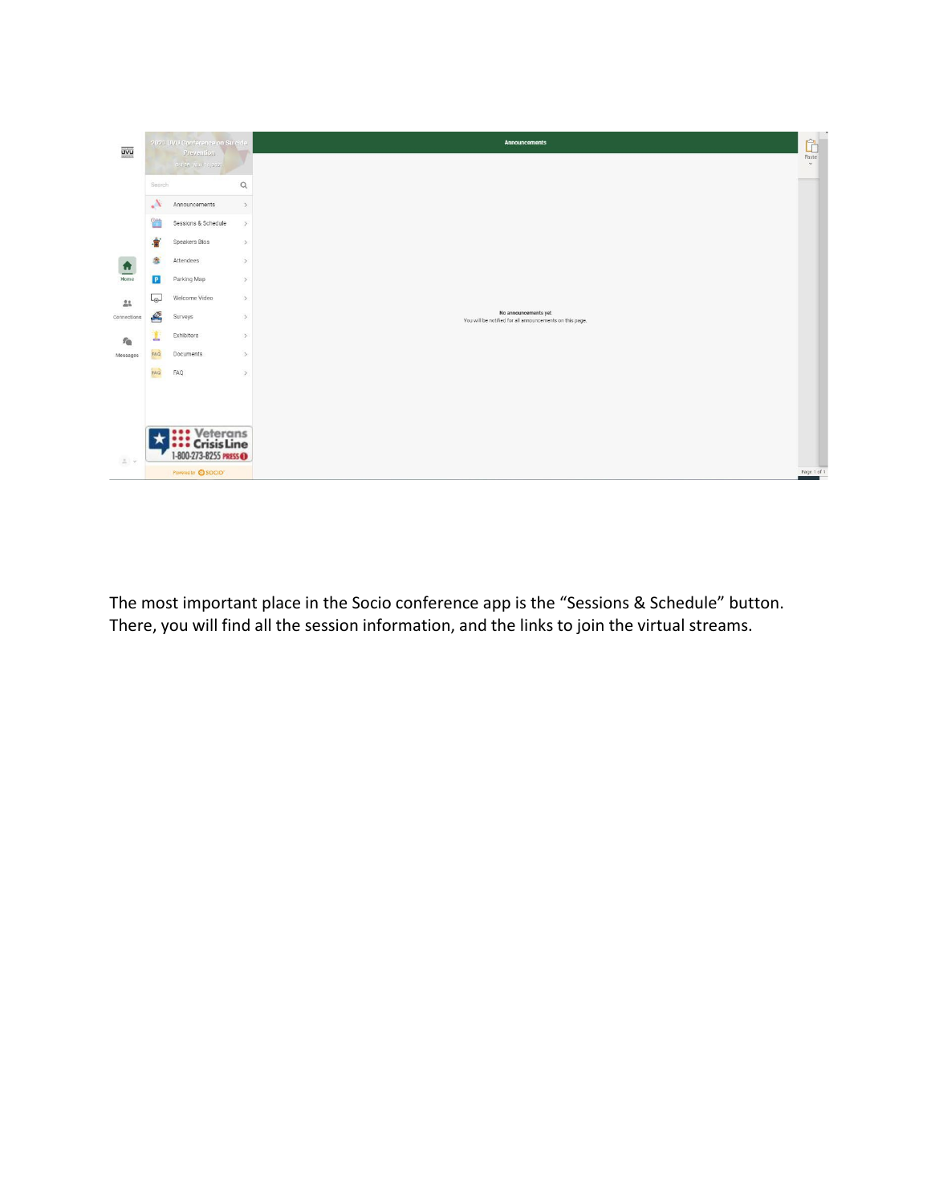The most important place in the Socio conference app is the “Sessions & Schedule” button. There, you will find all the session information, and the links to join the virtual streams.